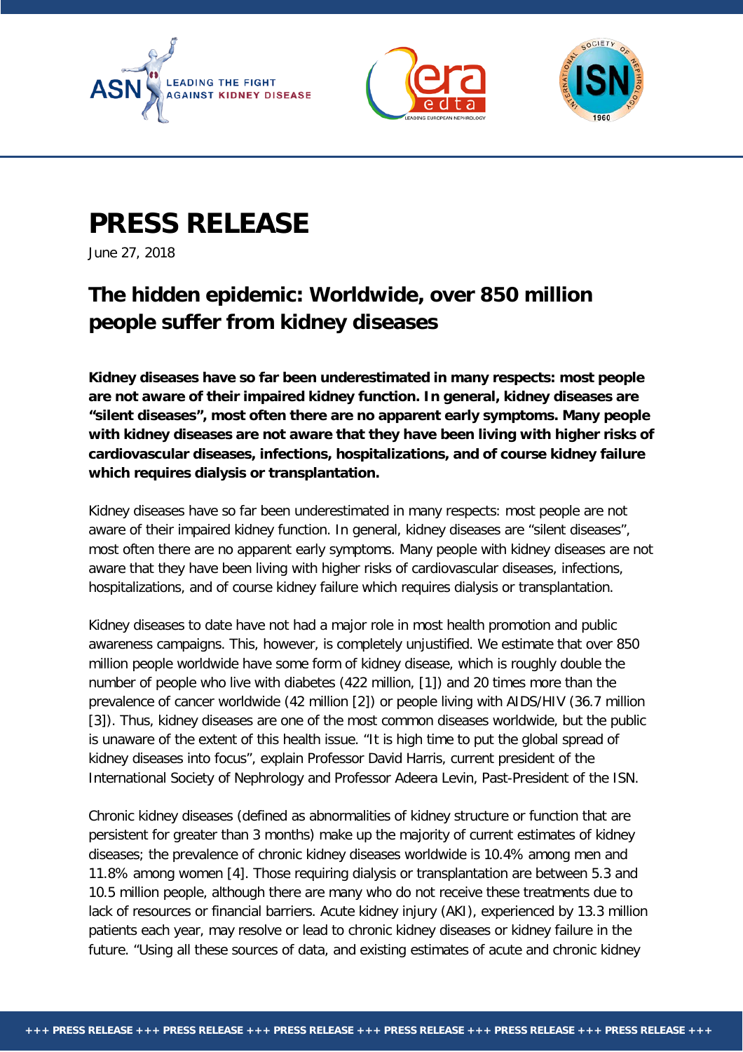# PRESS RELEASE

June 27, 2018

## The hidden epidemic: Worldwide, over 850 million people suffer from kidney diseases

**Kidney diseases have so far been underestimated in many respects: most people are not aware of their impaired kidney function. In general, kidney diseases are "silent diseases", most often there are no apparent early symptoms. Many people with kidney diseases are not aware that they have been living with higher risks of cardiovascular diseases, infections, hospitalizations, and of course kidney failure which requires dialysis or transplantation.**

Kidney diseases have so far been underestimated in many respects: most people are not aware of their impaired kidney function. In general, kidney diseases are "silent diseases", most often there are no apparent early symptoms. Many people with kidney diseases are not aware that they have been living with higher risks of cardiovascular diseases, infections, hospitalizations, and of course kidney failure which requires dialysis or transplantation.

Kidney diseases to date have not had a major role in most health promotion and public awareness campaigns. This, however, is completely unjustified. We estimate that over 850 million people worldwide have some form of kidney disease, which is roughly double the number of people who live with diabetes (422 million, [1]) and 20 times more than the prevalence of cancer worldwide (42 million [2]) or people living with AIDS/HIV (36.7 million [3]). Thus, kidney diseases are one of the most common diseases worldwide, but the public is unaware of the extent of this health issue. "It is high time to put the global spread of kidney diseases into focus", explain Professor David Harris, current president of the International Society of Nephrology and Professor Adeera Levin, Past-President of the ISN.

Chronic kidney diseases (defined as abnormalities of kidney structure or function that are persistent for greater than 3 months) make up the majority of current estimates of kidney diseases; the prevalence of chronic kidney diseases worldwide is 10.4% among men and 11.8% among women [4]. Those requiring dialysis or transplantation are between 5.3 and 10.5 million people, although there are many who do not receive these treatments due to lack of resources or financial barriers. Acute kidney injury (AKI), experienced by 13.3 million patients each year, may resolve or lead to chronic kidney diseases or kidney failure in the future. "Using all these sources of data, and existing estimates of acute and chronic kidney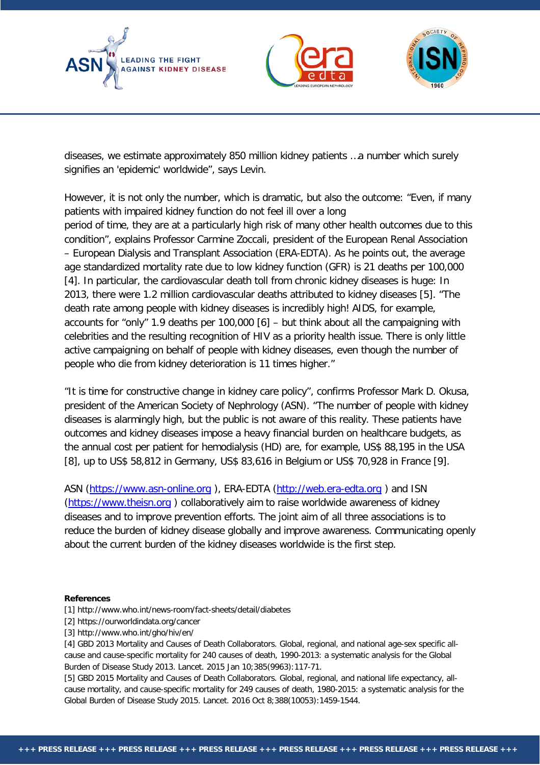diseases, we estimate approximately 850 million kidney patients …a number which surely signifies an 'epidemic' worldwide", says Levin.

However, it is not only the number, which is dramatic, but also the outcome: "Even, if many patients with impaired kidney function do not feel ill over a long period of time, they are at a particularly high risk of many other health outcomes due to this condition", explains Professor Carmine Zoccali, president of the European Renal Association – European Dialysis and Transplant Association (ERA-EDTA). As he points out, the average age standardized mortality rate due to low kidney function (GFR) is 21 deaths per 100,000 [4]. In particular, the cardiovascular death toll from chronic kidney diseases is huge: In 2013, there were 1.2 million cardiovascular deaths attributed to kidney diseases [5]. "The death rate among people with kidney diseases is incredibly high! AIDS, for example, accounts for "only" 1.9 deaths per 100,000 [6] – but think about all the campaigning with celebrities and the resulting recognition of HIV as a priority health issue. There is only little active campaigning on behalf of people with kidney diseases, even though the number of people who die from kidney deterioration is 11 times higher."

"It is time for constructive change in kidney care policy", confirms Professor Mark D. Okusa, president of the American Society of Nephrology (ASN). "The number of people with kidney diseases is alarmingly high, but the public is not aware of this reality. These patients have outcomes and kidney diseases impose a heavy financial burden on healthcare budgets, as the annual cost per patient for hemodialysis (HD) are, for example, US$ 88,195 in the USA [8], up to US$ 58,812 in Germany, US$ 83,616 in Belgium or US$ 70,928 in France [9].

ASN (https://www.asn-online.org ), ERA-EDTA (http://web.era-edta.org ) and ISN (https://www.theisn.org ) collaboratively aim to raise worldwide awareness of kidney diseases and to improve prevention efforts. The joint aim of all three associations is to reduce the burden of kidney disease globally and improve awareness. Communicating openly about the current burden of the kidney diseases worldwide is the first step.

**References**

[1] http://www.who.int/news-room/fact-sheets/detail/diabetes
[2] https://ourworldindata.org/cancer
[3] http://www.who.int/gho/hiv/en/
[4] GBD 2013 Mortality and Causes of Death Collaborators. Global, regional, and national age-sex specific all-cause and cause-specific mortality for 240 causes of death, 1990-2013: a systematic analysis for the Global Burden of Disease Study 2013. Lancet. 2015 Jan 10;385(9963):117-71.
[5] GBD 2015 Mortality and Causes of Death Collaborators. Global, regional, and national life expectancy, all-cause mortality, and cause-specific mortality for 249 causes of death, 1980-2015: a systematic analysis for the Global Burden of Disease Study 2015. Lancet. 2016 Oct 8;388(10053):1459-1544.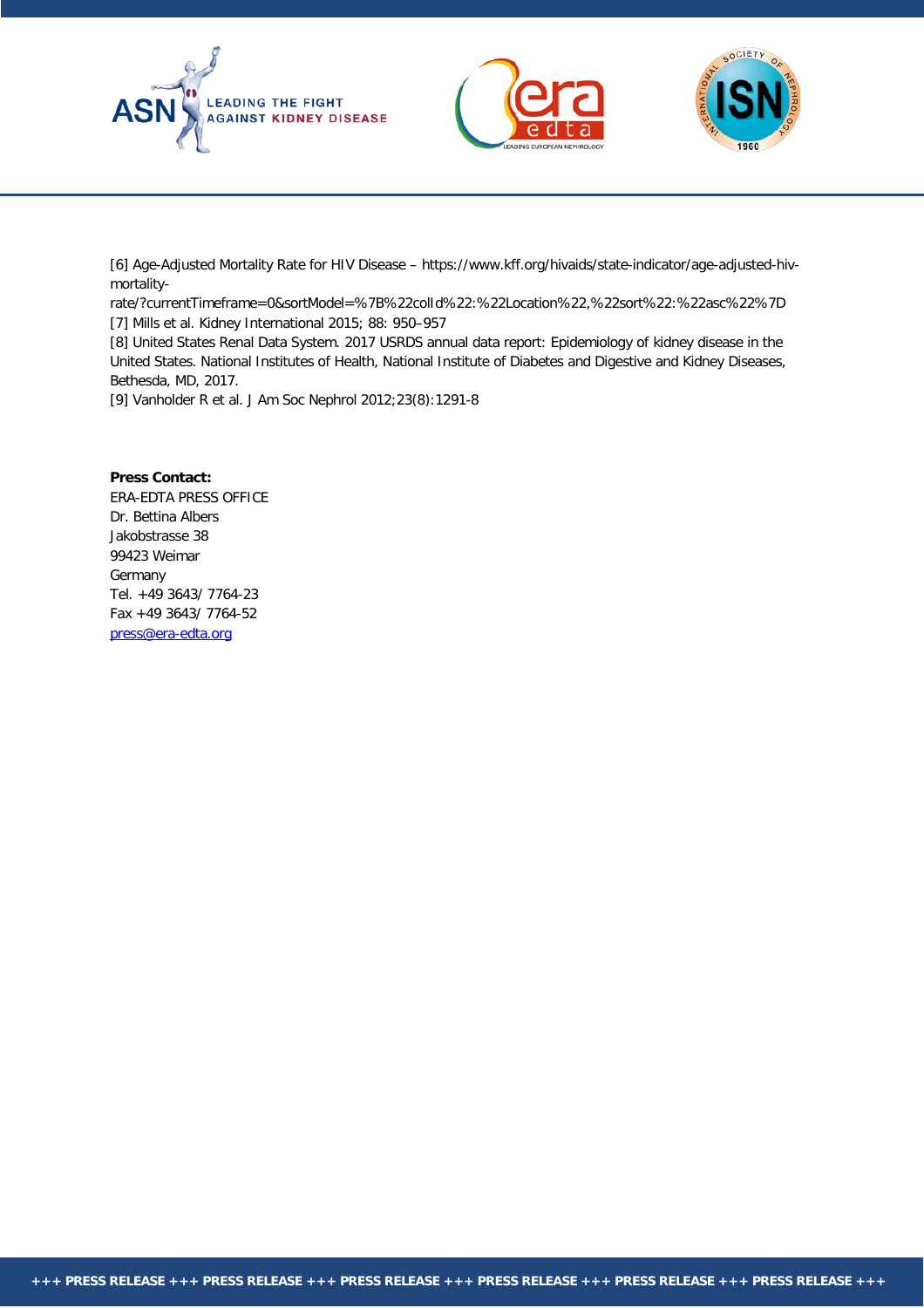[6] Age-Adjusted Mortality Rate for HIV Disease – https://www.kff.org/hivaids/state-indicator/age-adjusted-hiv-mortality-rate/?currentTimeframe=0&sortModel=%7B%22colId%22:%22Location%22,%22sort%22:%22asc%22%7D
[7] Mills et al. Kidney International 2015; 88: 950–957
[8] United States Renal Data System. 2017 USRDS annual data report: Epidemiology of kidney disease in the United States. National Institutes of Health, National Institute of Diabetes and Digestive and Kidney Diseases, Bethesda, MD, 2017.
[9] Vanholder R et al. J Am Soc Nephrol 2012;23(8):1291-8

**Press Contact:**
ERA-EDTA PRESS OFFICE
Dr. Bettina Albers
Jakobstrasse 38
99423 Weimar
Germany
Tel. +49 3643/ 7764-23
Fax +49 3643/ 7764-52
press@era-edta.org